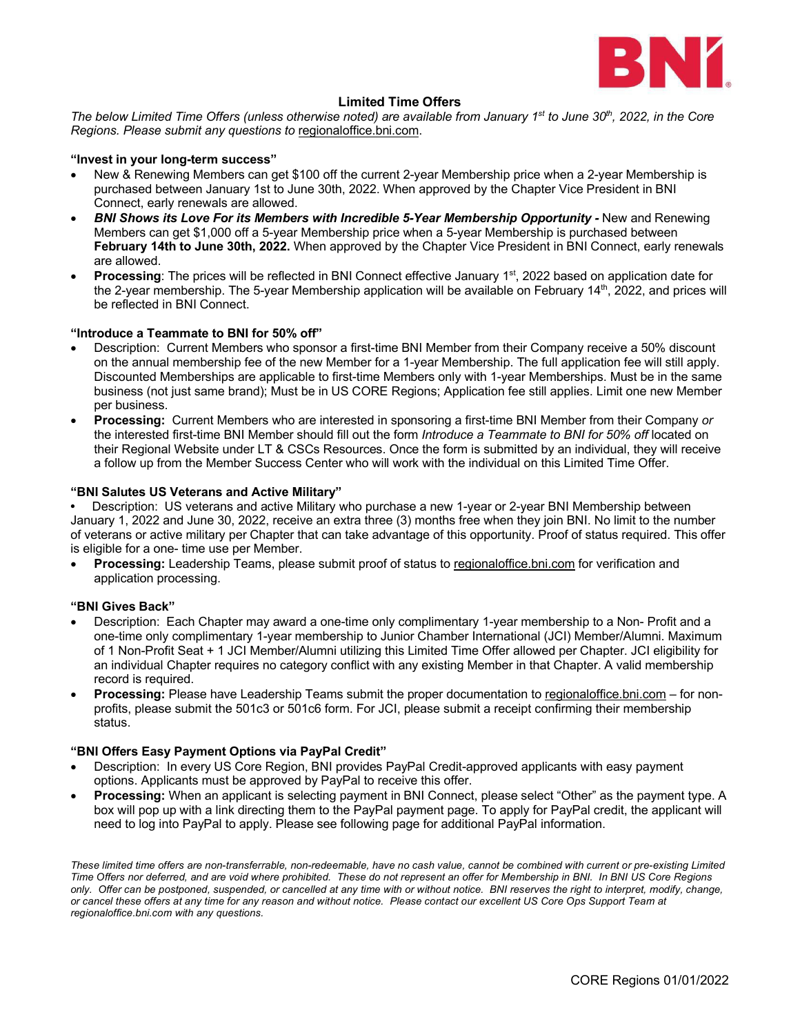# Limited Time Offers

*The below Limited Time Offers (unless otherwise noted) are available from January 1st to June 30th, 2022, in the Core Regions. Please submit any questions to* regionaloffice.bni.com.

**"Invest in your long-term success"**

- New & Renewing Members can get $100 off the current 2-year Membership price when a 2-year Membership is purchased between January 1st to June 30th, 2022. When approved by the Chapter Vice President in BNI Connect, early renewals are allowed.
- ***BNI Shows its Love For its Members with Incredible 5-Year Membership Opportunity -*** New and Renewing Members can get $1,000 off a 5-year Membership price when a 5-year Membership is purchased between **February 14th to June 30th, 2022.** When approved by the Chapter Vice President in BNI Connect, early renewals are allowed.
- **Processing**: The prices will be reflected in BNI Connect effective January 1st, 2022 based on application date for the 2-year membership. The 5-year Membership application will be available on February 14th, 2022, and prices will be reflected in BNI Connect.

**"Introduce a Teammate to BNI for 50% off"**

- Description: Current Members who sponsor a first-time BNI Member from their Company receive a 50% discount on the annual membership fee of the new Member for a 1-year Membership. The full application fee will still apply. Discounted Memberships are applicable to first-time Members only with 1-year Memberships. Must be in the same business (not just same brand); Must be in US CORE Regions; Application fee still applies. Limit one new Member per business.
- **Processing:** Current Members who are interested in sponsoring a first-time BNI Member from their Company *or* the interested first-time BNI Member should fill out the form *Introduce a Teammate to BNI for 50% off* located on their Regional Website under LT & CSCs Resources. Once the form is submitted by an individual, they will receive a follow up from the Member Success Center who will work with the individual on this Limited Time Offer.

**"BNI Salutes US Veterans and Active Military"**

- Description: US veterans and active Military who purchase a new 1-year or 2-year BNI Membership between January 1, 2022 and June 30, 2022, receive an extra three (3) months free when they join BNI. No limit to the number of veterans or active military per Chapter that can take advantage of this opportunity. Proof of status required. This offer is eligible for a one- time use per Member.
- **Processing:** Leadership Teams, please submit proof of status to regionaloffice.bni.com for verification and application processing.

**"BNI Gives Back"**

- Description: Each Chapter may award a one-time only complimentary 1-year membership to a Non- Profit and a one-time only complimentary 1-year membership to Junior Chamber International (JCI) Member/Alumni. Maximum of 1 Non-Profit Seat + 1 JCI Member/Alumni utilizing this Limited Time Offer allowed per Chapter. JCI eligibility for an individual Chapter requires no category conflict with any existing Member in that Chapter. A valid membership record is required.
- **Processing:** Please have Leadership Teams submit the proper documentation to regionaloffice.bni.com – for non-profits, please submit the 501c3 or 501c6 form. For JCI, please submit a receipt confirming their membership status.

**"BNI Offers Easy Payment Options via PayPal Credit"**

- Description: In every US Core Region, BNI provides PayPal Credit-approved applicants with easy payment options. Applicants must be approved by PayPal to receive this offer.
- **Processing:** When an applicant is selecting payment in BNI Connect, please select "Other" as the payment type. A box will pop up with a link directing them to the PayPal payment page. To apply for PayPal credit, the applicant will need to log into PayPal to apply. Please see following page for additional PayPal information.

*These limited time offers are non-transferrable, non-redeemable, have no cash value, cannot be combined with current or pre-existing Limited Time Offers nor deferred, and are void where prohibited. These do not represent an offer for Membership in BNI. In BNI US Core Regions only. Offer can be postponed, suspended, or cancelled at any time with or without notice. BNI reserves the right to interpret, modify, change, or cancel these offers at any time for any reason and without notice. Please contact our excellent US Core Ops Support Team at regionaloffice.bni.com with any questions.*

CORE Regions 01/01/2022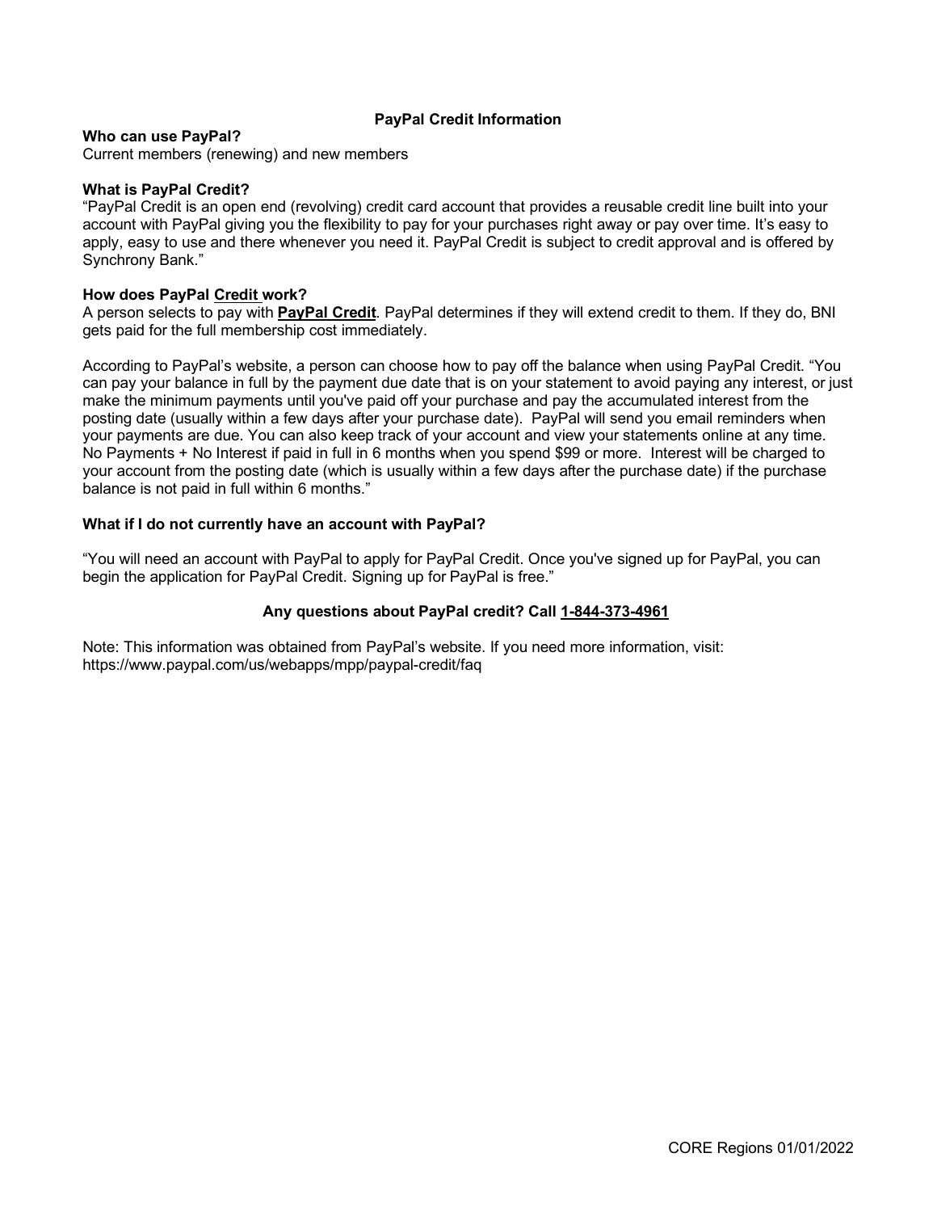# PayPal Credit Information

**Who can use PayPal?**
Current members (renewing) and new members

**What is PayPal Credit?**
"PayPal Credit is an open end (revolving) credit card account that provides a reusable credit line built into your account with PayPal giving you the flexibility to pay for your purchases right away or pay over time. It's easy to apply, easy to use and there whenever you need it. PayPal Credit is subject to credit approval and is offered by Synchrony Bank."

**How does PayPal Credit work?**
A person selects to pay with **PayPal Credit**. PayPal determines if they will extend credit to them. If they do, BNI gets paid for the full membership cost immediately.

According to PayPal's website, a person can choose how to pay off the balance when using PayPal Credit. "You can pay your balance in full by the payment due date that is on your statement to avoid paying any interest, or just make the minimum payments until you've paid off your purchase and pay the accumulated interest from the posting date (usually within a few days after your purchase date). PayPal will send you email reminders when your payments are due. You can also keep track of your account and view your statements online at any time. No Payments + No Interest if paid in full in 6 months when you spend $99 or more. Interest will be charged to your account from the posting date (which is usually within a few days after the purchase date) if the purchase balance is not paid in full within 6 months."

**What if I do not currently have an account with PayPal?**

"You will need an account with PayPal to apply for PayPal Credit. Once you've signed up for PayPal, you can begin the application for PayPal Credit. Signing up for PayPal is free."

**Any questions about PayPal credit? Call 1-844-373-4961**

Note: This information was obtained from PayPal's website. If you need more information, visit: https://www.paypal.com/us/webapps/mpp/paypal-credit/faq

CORE Regions 01/01/2022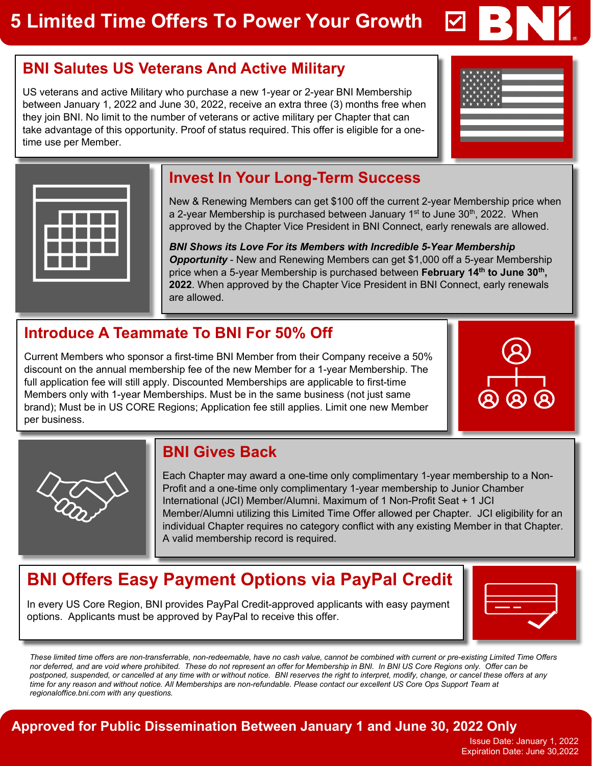# 5 Limited Time Offers To Power Your Growth

## BNI Salutes US Veterans And Active Military

US veterans and active Military who purchase a new 1-year or 2-year BNI Membership between January 1, 2022 and June 30, 2022, receive an extra three (3) months free when they join BNI. No limit to the number of veterans or active military per Chapter that can take advantage of this opportunity. Proof of status required. This offer is eligible for a one-time use per Member.

## Invest In Your Long-Term Success

New & Renewing Members can get $100 off the current 2-year Membership price when a 2-year Membership is purchased between January 1st to June 30th, 2022. When approved by the Chapter Vice President in BNI Connect, early renewals are allowed.

***BNI Shows its Love For its Members with Incredible 5-Year Membership Opportunity*** - New and Renewing Members can get $1,000 off a 5-year Membership price when a 5-year Membership is purchased between **February 14th to June 30th, 2022**. When approved by the Chapter Vice President in BNI Connect, early renewals are allowed.

## Introduce A Teammate To BNI For 50% Off

Current Members who sponsor a first-time BNI Member from their Company receive a 50% discount on the annual membership fee of the new Member for a 1-year Membership. The full application fee will still apply. Discounted Memberships are applicable to first-time Members only with 1-year Memberships. Must be in the same business (not just same brand); Must be in US CORE Regions; Application fee still applies. Limit one new Member per business.

## BNI Gives Back

Each Chapter may award a one-time only complimentary 1-year membership to a Non-Profit and a one-time only complimentary 1-year membership to Junior Chamber International (JCI) Member/Alumni. Maximum of 1 Non-Profit Seat + 1 JCI Member/Alumni utilizing this Limited Time Offer allowed per Chapter. JCI eligibility for an individual Chapter requires no category conflict with any existing Member in that Chapter. A valid membership record is required.

## BNI Offers Easy Payment Options via PayPal Credit

In every US Core Region, BNI provides PayPal Credit-approved applicants with easy payment options. Applicants must be approved by PayPal to receive this offer.

*These limited time offers are non-transferrable, non-redeemable, have no cash value, cannot be combined with current or pre-existing Limited Time Offers nor deferred, and are void where prohibited. These do not represent an offer for Membership in BNI. In BNI US Core Regions only. Offer can be postponed, suspended, or cancelled at any time with or without notice. BNI reserves the right to interpret, modify, change, or cancel these offers at any time for any reason and without notice. All Memberships are non-refundable. Please contact our excellent US Core Ops Support Team at regionaloffice.bni.com with any questions.*

**Approved for Public Dissemination Between January 1 and June 30, 2022 Only**

Issue Date: January 1, 2022
Expiration Date: June 30,2022